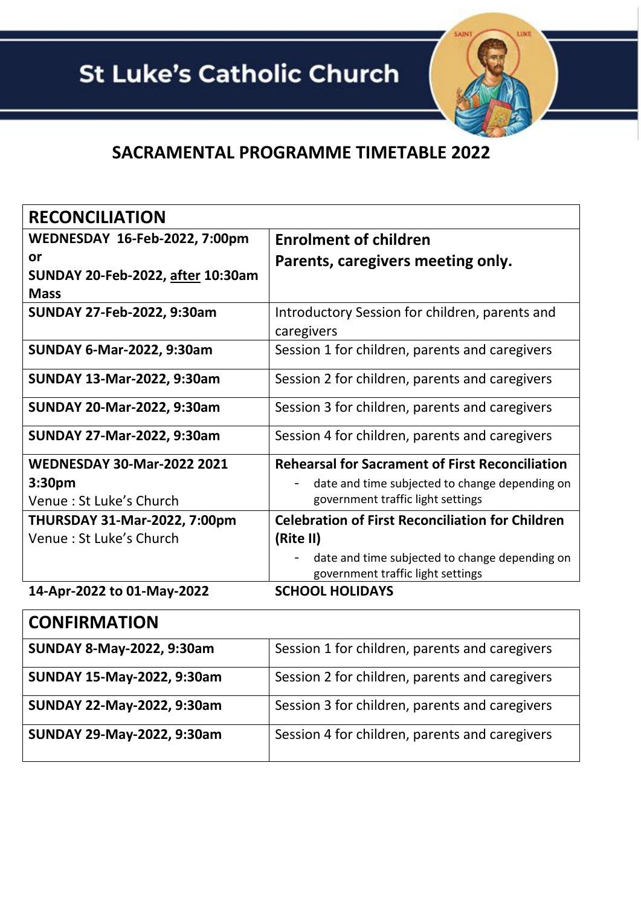# St Luke's Catholic Church

## SACRAMENTAL PROGRAMME TIMETABLE 2022

| RECONCILIATION | |
|---|---|
| **WEDNESDAY 16-Feb-2022, 7:00pm or SUNDAY 20-Feb-2022, after 10:30am Mass** | **Enrolment of children Parents, caregivers meeting only.** |
| **SUNDAY 27-Feb-2022, 9:30am** | Introductory Session for children, parents and caregivers |
| **SUNDAY 6-Mar-2022, 9:30am** | Session 1 for children, parents and caregivers |
| **SUNDAY 13-Mar-2022, 9:30am** | Session 2 for children, parents and caregivers |
| **SUNDAY 20-Mar-2022, 9:30am** | Session 3 for children, parents and caregivers |
| **SUNDAY 27-Mar-2022, 9:30am** | Session 4 for children, parents and caregivers |
| **WEDNESDAY 30-Mar-2022 2021 3:30pm** Venue : St Luke's Church | **Rehearsal for Sacrament of First Reconciliation** - date and time subjected to change depending on government traffic light settings |
| **THURSDAY 31-Mar-2022, 7:00pm** Venue : St Luke's Church | **Celebration of First Reconciliation for Children (Rite II)** - date and time subjected to change depending on government traffic light settings |
| **14-Apr-2022 to 01-May-2022** | **SCHOOL HOLIDAYS** |

| CONFIRMATION | |
|---|---|
| **SUNDAY 8-May-2022, 9:30am** | Session 1 for children, parents and caregivers |
| **SUNDAY 15-May-2022, 9:30am** | Session 2 for children, parents and caregivers |
| **SUNDAY 22-May-2022, 9:30am** | Session 3 for children, parents and caregivers |
| **SUNDAY 29-May-2022, 9:30am** | Session 4 for children, parents and caregivers |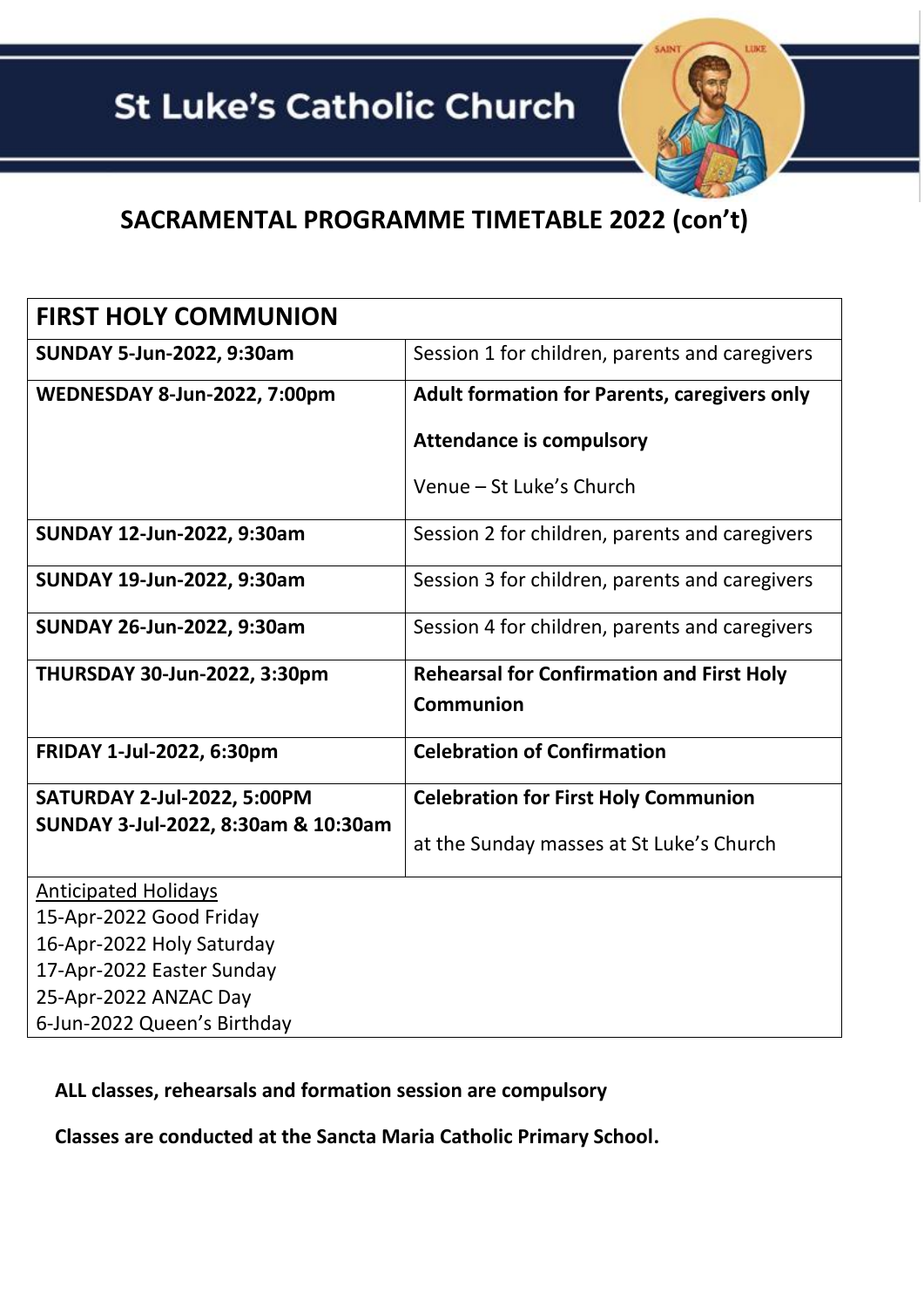# St Luke's Catholic Church

## SACRAMENTAL PROGRAMME TIMETABLE 2022 (con't)

| FIRST HOLY COMMUNION | |
|---|---|
| **SUNDAY 5-Jun-2022, 9:30am** | Session 1 for children, parents and caregivers |
| **WEDNESDAY 8-Jun-2022, 7:00pm** | **Adult formation for Parents, caregivers only**<br>**Attendance is compulsory**<br>Venue – St Luke's Church |
| **SUNDAY 12-Jun-2022, 9:30am** | Session 2 for children, parents and caregivers |
| **SUNDAY 19-Jun-2022, 9:30am** | Session 3 for children, parents and caregivers |
| **SUNDAY 26-Jun-2022, 9:30am** | Session 4 for children, parents and caregivers |
| **THURSDAY 30-Jun-2022, 3:30pm** | **Rehearsal for Confirmation and First Holy Communion** |
| **FRIDAY 1-Jul-2022, 6:30pm** | **Celebration of Confirmation** |
| **SATURDAY 2-Jul-2022, 5:00PM**<br>**SUNDAY 3-Jul-2022, 8:30am & 10:30am** | **Celebration for First Holy Communion**<br>at the Sunday masses at St Luke's Church |
| Anticipated Holidays<br>15-Apr-2022 Good Friday<br>16-Apr-2022 Holy Saturday<br>17-Apr-2022 Easter Sunday<br>25-Apr-2022 ANZAC Day<br>6-Jun-2022 Queen's Birthday | |

**ALL classes, rehearsals and formation session are compulsory**

**Classes are conducted at the Sancta Maria Catholic Primary School.**